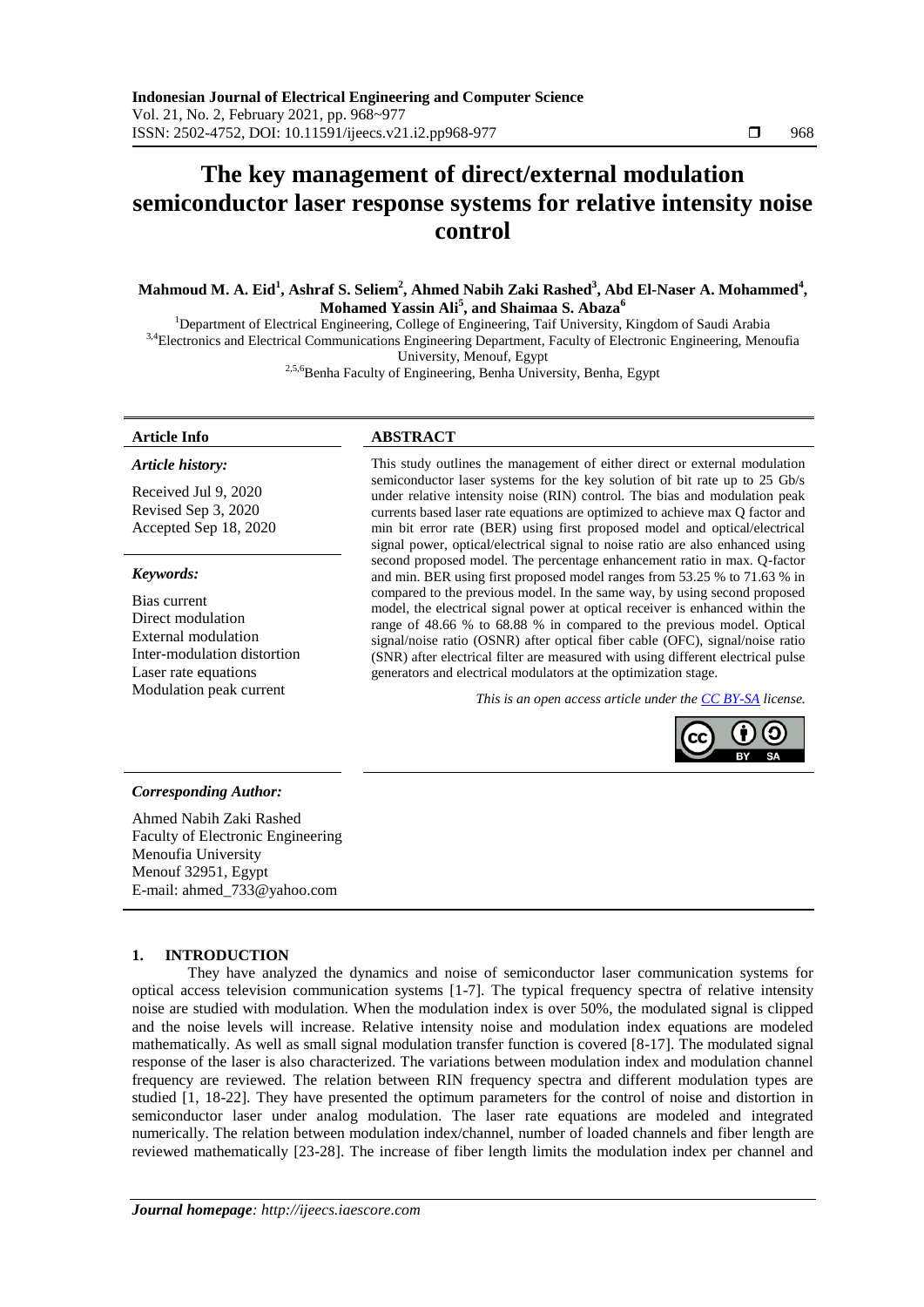# The key management of direct/external modulation semiconductor laser response systems for relative intensity noise control

**Mahmoud M. A. Eid[1], Ashraf S. Seliem[2], Ahmed Nabih Zaki Rashed[3], Abd El-Naser A. Mohammed[4], Mohamed Yassin Ali[5], and Shaimaa S. Abaza[6]**

[1]Department of Electrical Engineering, College of Engineering, Taif University, Kingdom of Saudi Arabia
[3,4]Electronics and Electrical Communications Engineering Department, Faculty of Electronic Engineering, Menoufia University, Menouf, Egypt
[2,5,6]Benha Faculty of Engineering, Benha University, Benha, Egypt

### Article Info

*Article history:*

Received Jul 9, 2020
Revised Sep 3, 2020
Accepted Sep 18, 2020

*Keywords:*

Bias current
Direct modulation
External modulation
Inter-modulation distortion
Laser rate equations
Modulation peak current

### ABSTRACT

This study outlines the management of either direct or external modulation semiconductor laser systems for the key solution of bit rate up to 25 Gb/s under relative intensity noise (RIN) control. The bias and modulation peak currents based laser rate equations are optimized to achieve max Q factor and min bit error rate (BER) using first proposed model and optical/electrical signal power, optical/electrical signal to noise ratio are also enhanced using second proposed model. The percentage enhancement ratio in max. Q-factor and min. BER using first proposed model ranges from 53.25 % to 71.63 % in compared to the previous model. In the same way, by using second proposed model, the electrical signal power at optical receiver is enhanced within the range of 48.66 % to 68.88 % in compared to the previous model. Optical signal/noise ratio (OSNR) after optical fiber cable (OFC), signal/noise ratio (SNR) after electrical filter are measured with using different electrical pulse generators and electrical modulators at the optimization stage.

*This is an open access article under the CC BY-SA license.*

### Corresponding Author:

Ahmed Nabih Zaki Rashed
Faculty of Electronic Engineering
Menoufia University
Menouf 32951, Egypt
E-mail: ahmed_733@yahoo.com

## 1. INTRODUCTION

They have analyzed the dynamics and noise of semiconductor laser communication systems for optical access television communication systems [1-7]. The typical frequency spectra of relative intensity noise are studied with modulation. When the modulation index is over 50%, the modulated signal is clipped and the noise levels will increase. Relative intensity noise and modulation index equations are modeled mathematically. As well as small signal modulation transfer function is covered [8-17]. The modulated signal response of the laser is also characterized. The variations between modulation index and modulation channel frequency are reviewed. The relation between RIN frequency spectra and different modulation types are studied [1, 18-22]. They have presented the optimum parameters for the control of noise and distortion in semiconductor laser under analog modulation. The laser rate equations are modeled and integrated numerically. The relation between modulation index/channel, number of loaded channels and fiber length are reviewed mathematically [23-28]. The increase of fiber length limits the modulation index per channel and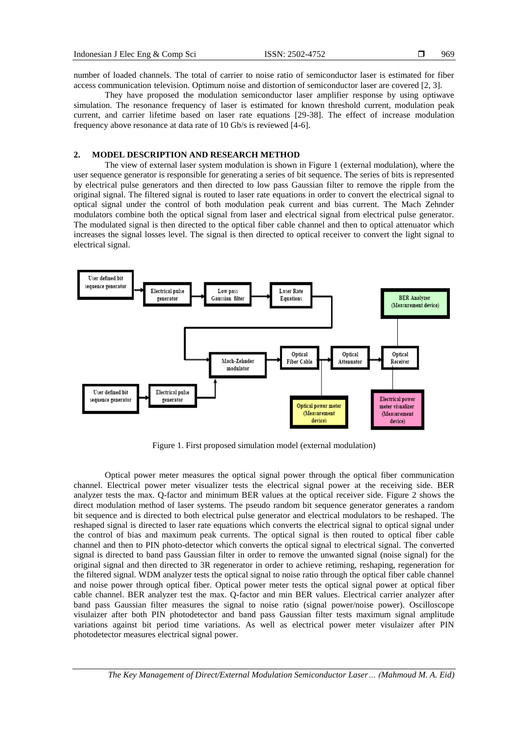number of loaded channels. The total of carrier to noise ratio of semiconductor laser is estimated for fiber access communication television. Optimum noise and distortion of semiconductor laser are covered [2, 3].

They have proposed the modulation semiconductor laser amplifier response by using optiwave simulation. The resonance frequency of laser is estimated for known threshold current, modulation peak current, and carrier lifetime based on laser rate equations [29-38]. The effect of increase modulation frequency above resonance at data rate of 10 Gb/s is reviewed [4-6].

## 2. MODEL DESCRIPTION AND RESEARCH METHOD

The view of external laser system modulation is shown in Figure 1 (external modulation), where the user sequence generator is responsible for generating a series of bit sequence. The series of bits is represented by electrical pulse generators and then directed to low pass Gaussian filter to remove the ripple from the original signal. The filtered signal is routed to laser rate equations in order to convert the electrical signal to optical signal under the control of both modulation peak current and bias current. The Mach Zehnder modulators combine both the optical signal from laser and electrical signal from electrical pulse generator. The modulated signal is then directed to the optical fiber cable channel and then to optical attenuator which increases the signal losses level. The signal is then directed to optical receiver to convert the light signal to electrical signal.

Figure 1. First proposed simulation model (external modulation)

Optical power meter measures the optical signal power through the optical fiber communication channel. Electrical power meter visualizer tests the electrical signal power at the receiving side. BER analyzer tests the max. Q-factor and minimum BER values at the optical receiver side. Figure 2 shows the direct modulation method of laser systems. The pseudo random bit sequence generator generates a random bit sequence and is directed to both electrical pulse generator and electrical modulators to be reshaped. The reshaped signal is directed to laser rate equations which converts the electrical signal to optical signal under the control of bias and maximum peak currents. The optical signal is then routed to optical fiber cable channel and then to PIN photo-detector which converts the optical signal to electrical signal. The converted signal is directed to band pass Gaussian filter in order to remove the unwanted signal (noise signal) for the original signal and then directed to 3R regenerator in order to achieve retiming, reshaping, regeneration for the filtered signal. WDM analyzer tests the optical signal to noise ratio through the optical fiber cable channel and noise power through optical fiber. Optical power meter tests the optical signal power at optical fiber cable channel. BER analyzer test the max. Q-factor and min BER values. Electrical carrier analyzer after band pass Gaussian filter measures the signal to noise ratio (signal power/noise power). Oscilloscope visualizer after both PIN photodetector and band pass Gaussian filter tests maximum signal amplitude variations against bit period time variations. As well as electrical power meter visulaizer after PIN photodetector measures electrical signal power.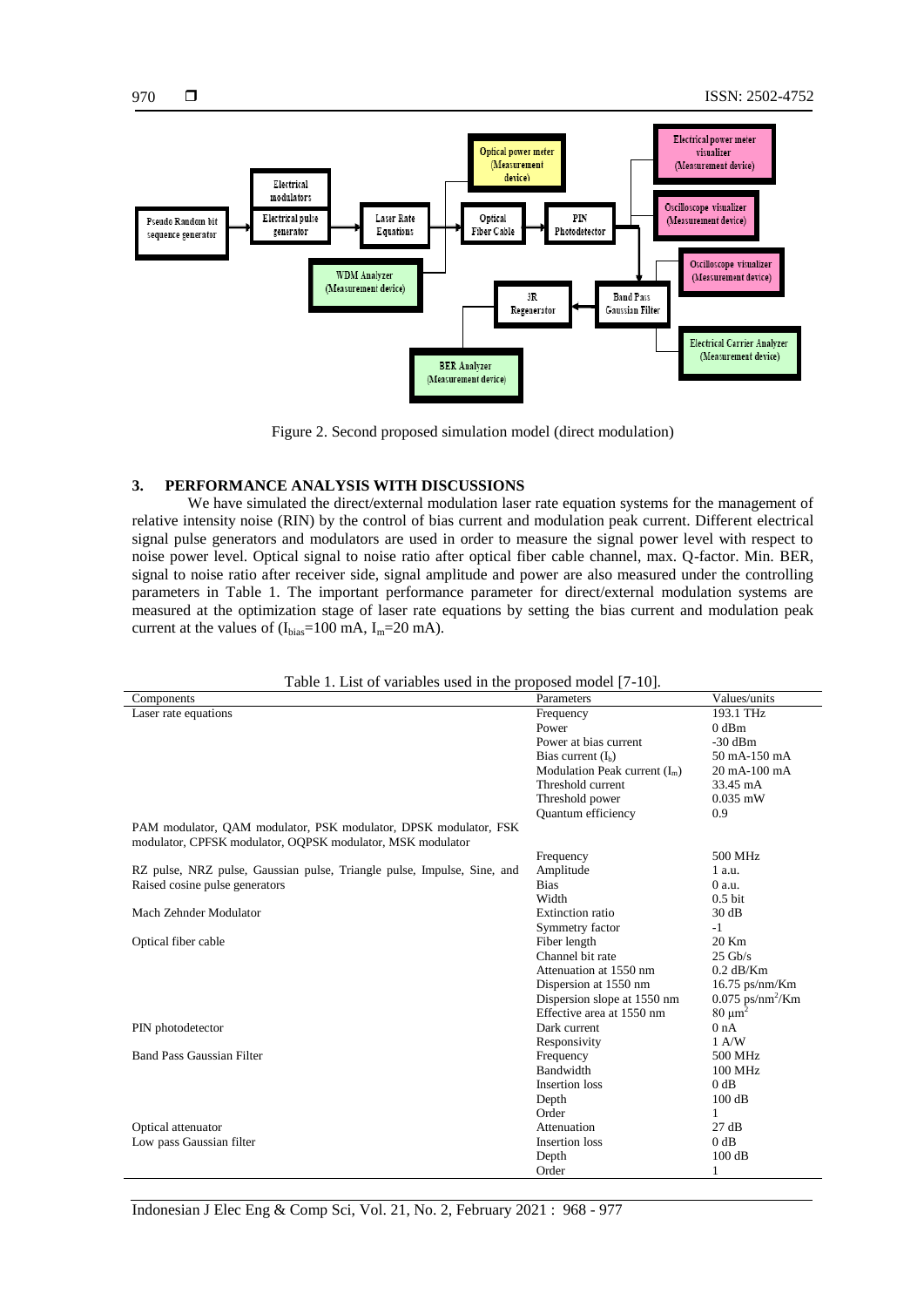Figure 2. Second proposed simulation model (direct modulation)

## 3. PERFORMANCE ANALYSIS WITH DISCUSSIONS

We have simulated the direct/external modulation laser rate equation systems for the management of relative intensity noise (RIN) by the control of bias current and modulation peak current. Different electrical signal pulse generators and modulators are used in order to measure the signal power level with respect to noise power level. Optical signal to noise ratio after optical fiber cable channel, max. Q-factor. Min. BER, signal to noise ratio after receiver side, signal amplitude and power are also measured under the controlling parameters in Table 1. The important performance parameter for direct/external modulation systems are measured at the optimization stage of laser rate equations by setting the bias current and modulation peak current at the values of ($I_{bias}$=100 mA, $I_m$=20 mA).

Table 1. List of variables used in the proposed model [7-10].

| Components | Parameters | Values/units |
|---|---|---|
| Laser rate equations | Frequency | 193.1 THz |
| | Power | 0 dBm |
| | Power at bias current | -30 dBm |
| | Bias current ($I_b$) | 50 mA-150 mA |
| | Modulation Peak current ($I_m$) | 20 mA-100 mA |
| | Threshold current | 33.45 mA |
| | Threshold power | 0.035 mW |
| | Quantum efficiency | 0.9 |
| PAM modulator, QAM modulator, PSK modulator, DPSK modulator, FSK modulator, CPFSK modulator, OQPSK modulator, MSK modulator | | |
| | Frequency | 500 MHz |
| RZ pulse, NRZ pulse, Gaussian pulse, Triangle pulse, Impulse, Sine, and Raised cosine pulse generators | Amplitude | 1 a.u. |
| | Bias | 0 a.u. |
| | Width | 0.5 bit |
| Mach Zehnder Modulator | Extinction ratio | 30 dB |
| | Symmetry factor | -1 |
| Optical fiber cable | Fiber length | 20 Km |
| | Channel bit rate | 25 Gb/s |
| | Attenuation at 1550 nm | 0.2 dB/Km |
| | Dispersion at 1550 nm | 16.75 ps/nm/Km |
| | Dispersion slope at 1550 nm | 0.075 ps/nm$^2$/Km |
| | Effective area at 1550 nm | 80 μm$^2$ |
| PIN photodetector | Dark current | 0 nA |
| | Responsivity | 1 A/W |
| Band Pass Gaussian Filter | Frequency | 500 MHz |
| | Bandwidth | 100 MHz |
| | Insertion loss | 0 dB |
| | Depth | 100 dB |
| | Order | 1 |
| Optical attenuator | Attenuation | 27 dB |
| Low pass Gaussian filter | Insertion loss | 0 dB |
| | Depth | 100 dB |
| | Order | 1 |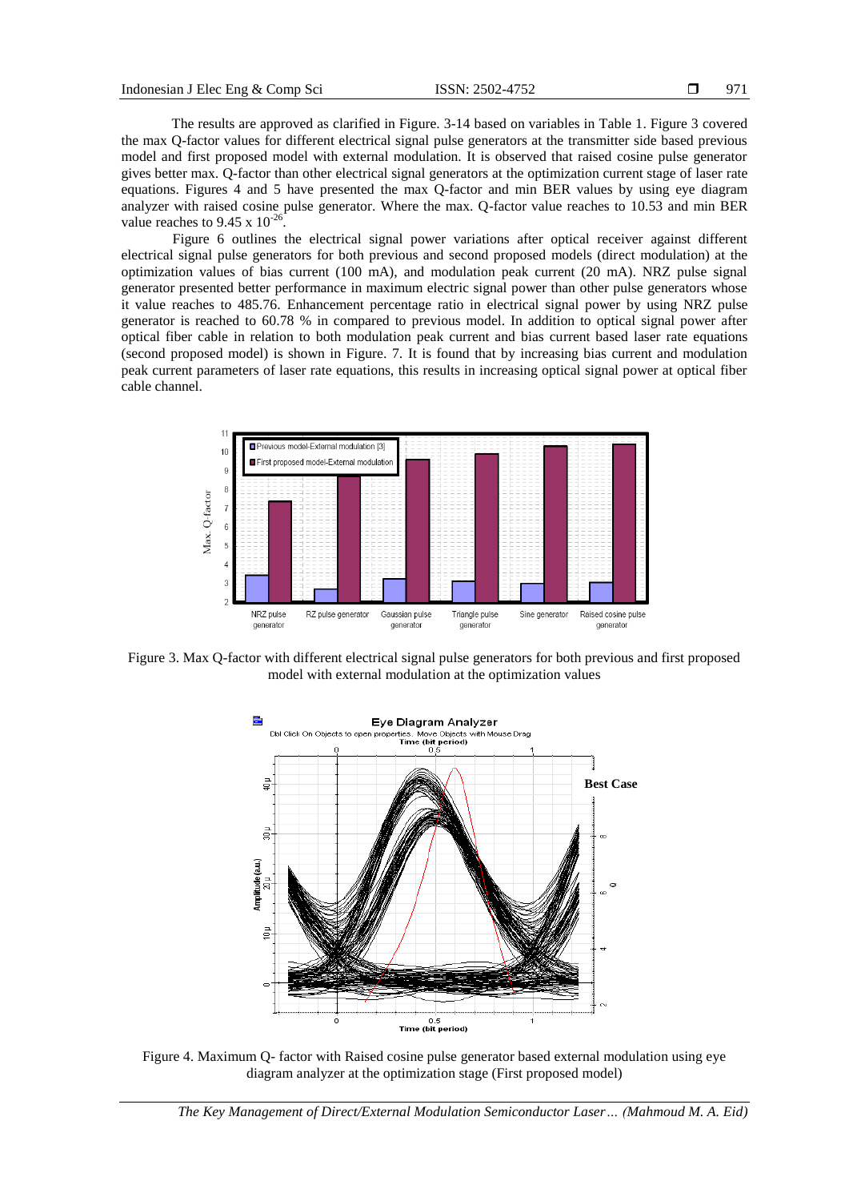The results are approved as clarified in Figure. 3-14 based on variables in Table 1. Figure 3 covered the max Q-factor values for different electrical signal pulse generators at the transmitter side based previous model and first proposed model with external modulation. It is observed that raised cosine pulse generator gives better max. Q-factor than other electrical signal generators at the optimization current stage of laser rate equations. Figures 4 and 5 have presented the max Q-factor and min BER values by using eye diagram analyzer with raised cosine pulse generator. Where the max. Q-factor value reaches to 10.53 and min BER value reaches to $9.45 \times 10^{-26}$.

Figure 6 outlines the electrical signal power variations after optical receiver against different electrical signal pulse generators for both previous and second proposed models (direct modulation) at the optimization values of bias current (100 mA), and modulation peak current (20 mA). NRZ pulse signal generator presented better performance in maximum electric signal power than other pulse generators whose it value reaches to 485.76. Enhancement percentage ratio in electrical signal power by using NRZ pulse generator is reached to 60.78 % in compared to previous model. In addition to optical signal power after optical fiber cable in relation to both modulation peak current and bias current based laser rate equations (second proposed model) is shown in Figure. 7. It is found that by increasing bias current and modulation peak current parameters of laser rate equations, this results in increasing optical signal power at optical fiber cable channel.

Figure 3. Max Q-factor with different electrical signal pulse generators for both previous and first proposed model with external modulation at the optimization values

Figure 4. Maximum Q- factor with Raised cosine pulse generator based external modulation using eye diagram analyzer at the optimization stage (First proposed model)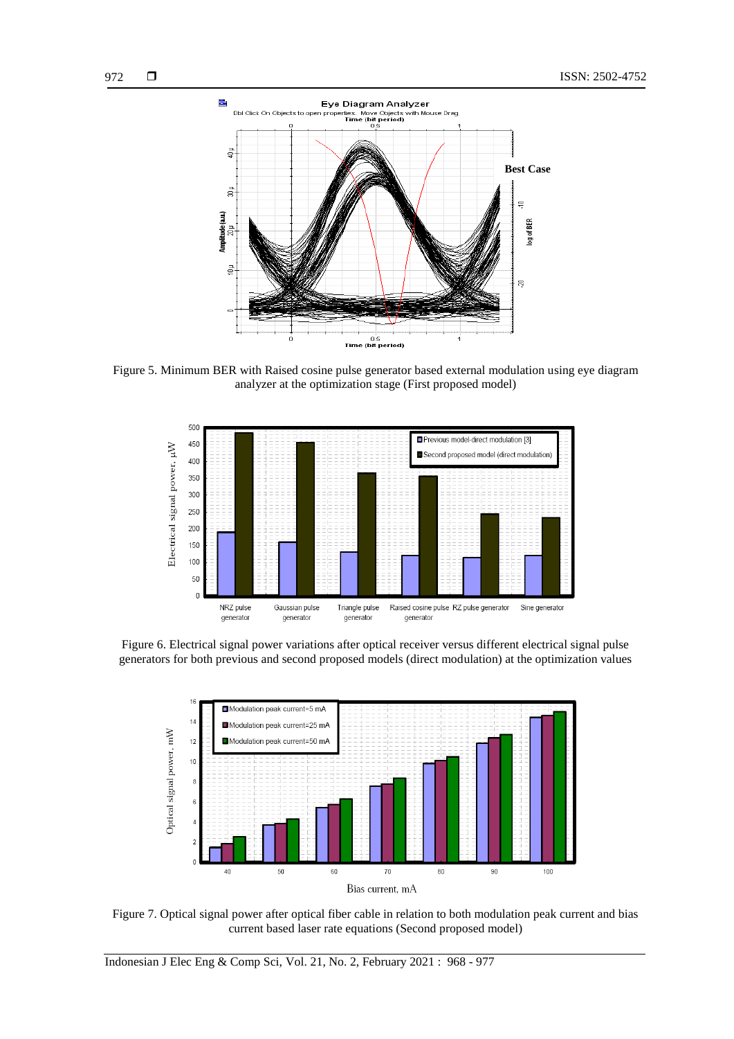Figure 5. Minimum BER with Raised cosine pulse generator based external modulation using eye diagram analyzer at the optimization stage (First proposed model)

Figure 6. Electrical signal power variations after optical receiver versus different electrical signal pulse generators for both previous and second proposed models (direct modulation) at the optimization values

Figure 7. Optical signal power after optical fiber cable in relation to both modulation peak current and bias current based laser rate equations (Second proposed model)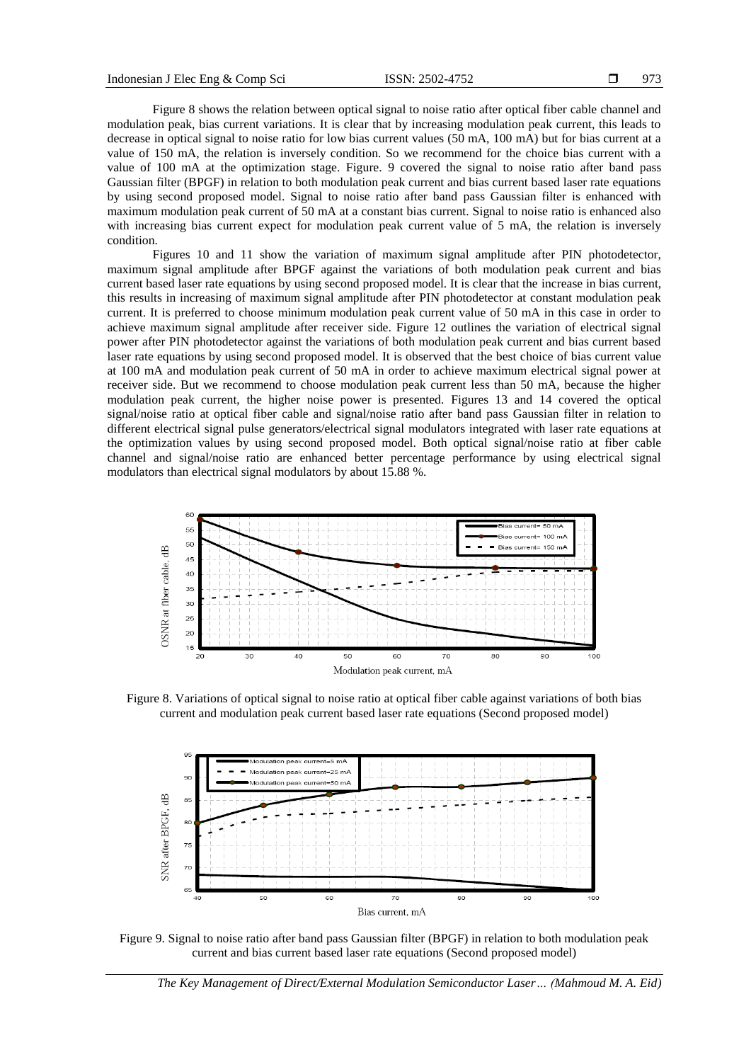Figure 8 shows the relation between optical signal to noise ratio after optical fiber cable channel and modulation peak, bias current variations. It is clear that by increasing modulation peak current, this leads to decrease in optical signal to noise ratio for low bias current values (50 mA, 100 mA) but for bias current at a value of 150 mA, the relation is inversely condition. So we recommend for the choice bias current with a value of 100 mA at the optimization stage. Figure. 9 covered the signal to noise ratio after band pass Gaussian filter (BPGF) in relation to both modulation peak current and bias current based laser rate equations by using second proposed model. Signal to noise ratio after band pass Gaussian filter is enhanced with maximum modulation peak current of 50 mA at a constant bias current. Signal to noise ratio is enhanced also with increasing bias current expect for modulation peak current value of 5 mA, the relation is inversely condition.

Figures 10 and 11 show the variation of maximum signal amplitude after PIN photodetector, maximum signal amplitude after BPGF against the variations of both modulation peak current and bias current based laser rate equations by using second proposed model. It is clear that the increase in bias current, this results in increasing of maximum signal amplitude after PIN photodetector at constant modulation peak current. It is preferred to choose minimum modulation peak current value of 50 mA in this case in order to achieve maximum signal amplitude after receiver side. Figure 12 outlines the variation of electrical signal power after PIN photodetector against the variations of both modulation peak current and bias current based laser rate equations by using second proposed model. It is observed that the best choice of bias current value at 100 mA and modulation peak current of 50 mA in order to achieve maximum electrical signal power at receiver side. But we recommend to choose modulation peak current less than 50 mA, because the higher modulation peak current, the higher noise power is presented. Figures 13 and 14 covered the optical signal/noise ratio at optical fiber cable and signal/noise ratio after band pass Gaussian filter in relation to different electrical signal pulse generators/electrical signal modulators integrated with laser rate equations at the optimization values by using second proposed model. Both optical signal/noise ratio at fiber cable channel and signal/noise ratio are enhanced better percentage performance by using electrical signal modulators than electrical signal modulators by about 15.88 %.

Figure 8. Variations of optical signal to noise ratio at optical fiber cable against variations of both bias current and modulation peak current based laser rate equations (Second proposed model)

Figure 9. Signal to noise ratio after band pass Gaussian filter (BPGF) in relation to both modulation peak current and bias current based laser rate equations (Second proposed model)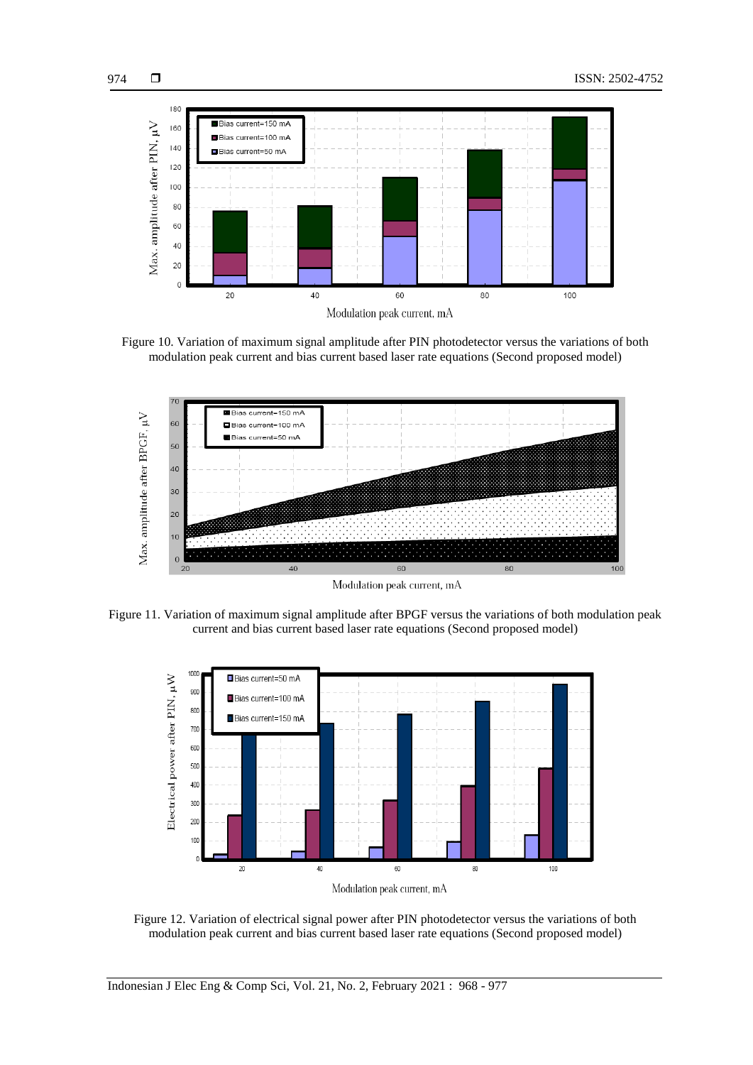Figure 10. Variation of maximum signal amplitude after PIN photodetector versus the variations of both modulation peak current and bias current based laser rate equations (Second proposed model)

Figure 11. Variation of maximum signal amplitude after BPGF versus the variations of both modulation peak current and bias current based laser rate equations (Second proposed model)

Figure 12. Variation of electrical signal power after PIN photodetector versus the variations of both modulation peak current and bias current based laser rate equations (Second proposed model)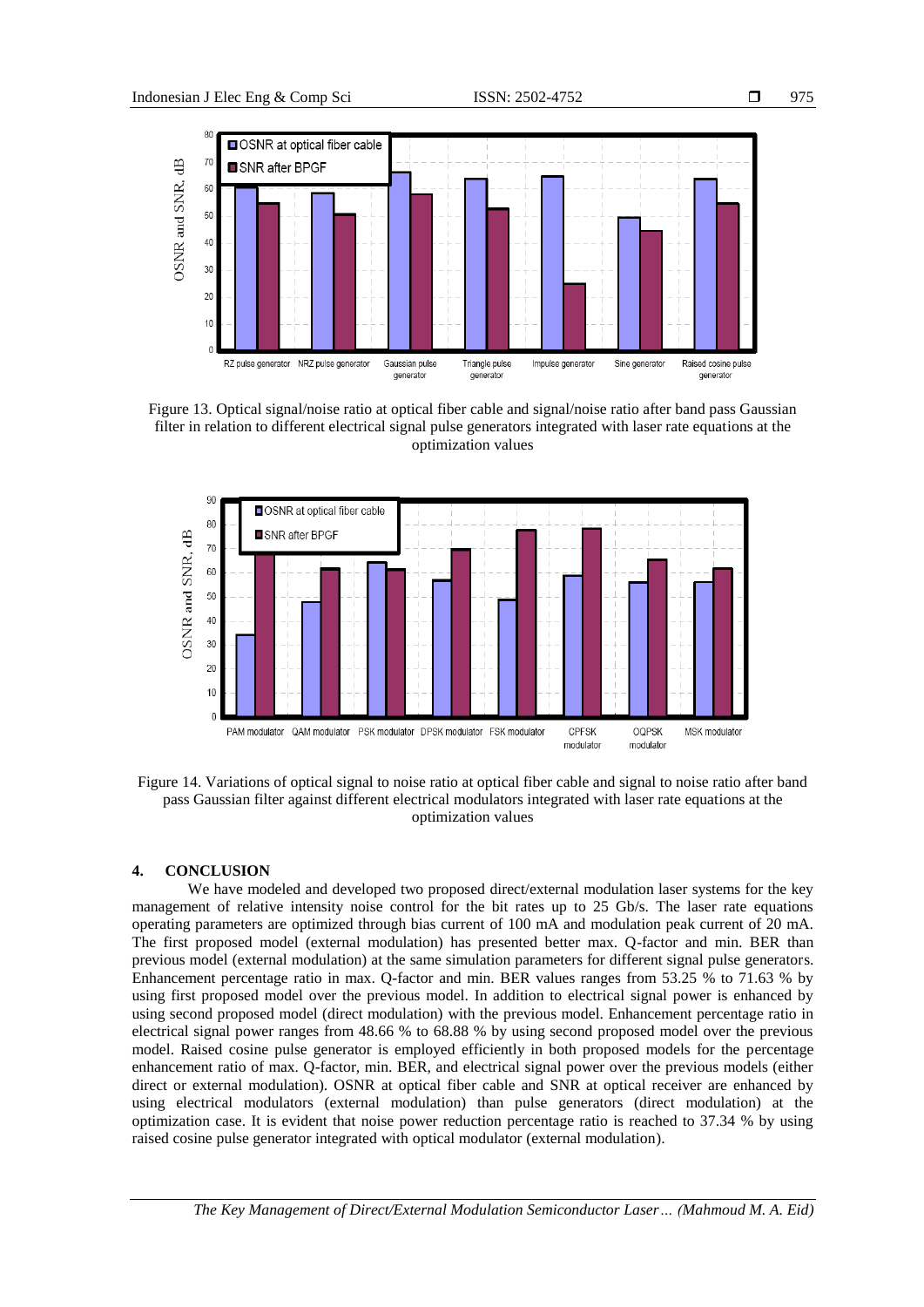Figure 13. Optical signal/noise ratio at optical fiber cable and signal/noise ratio after band pass Gaussian filter in relation to different electrical signal pulse generators integrated with laser rate equations at the optimization values

Figure 14. Variations of optical signal to noise ratio at optical fiber cable and signal to noise ratio after band pass Gaussian filter against different electrical modulators integrated with laser rate equations at the optimization values

## 4. CONCLUSION

We have modeled and developed two proposed direct/external modulation laser systems for the key management of relative intensity noise control for the bit rates up to 25 Gb/s. The laser rate equations operating parameters are optimized through bias current of 100 mA and modulation peak current of 20 mA. The first proposed model (external modulation) has presented better max. Q-factor and min. BER than previous model (external modulation) at the same simulation parameters for different signal pulse generators. Enhancement percentage ratio in max. Q-factor and min. BER values ranges from 53.25 % to 71.63 % by using first proposed model over the previous model. In addition to electrical signal power is enhanced by using second proposed model (direct modulation) with the previous model. Enhancement percentage ratio in electrical signal power ranges from 48.66 % to 68.88 % by using second proposed model over the previous model. Raised cosine pulse generator is employed efficiently in both proposed models for the percentage enhancement ratio of max. Q-factor, min. BER, and electrical signal power over the previous models (either direct or external modulation). OSNR at optical fiber cable and SNR at optical receiver are enhanced by using electrical modulators (external modulation) than pulse generators (direct modulation) at the optimization case. It is evident that noise power reduction percentage ratio is reached to 37.34 % by using raised cosine pulse generator integrated with optical modulator (external modulation).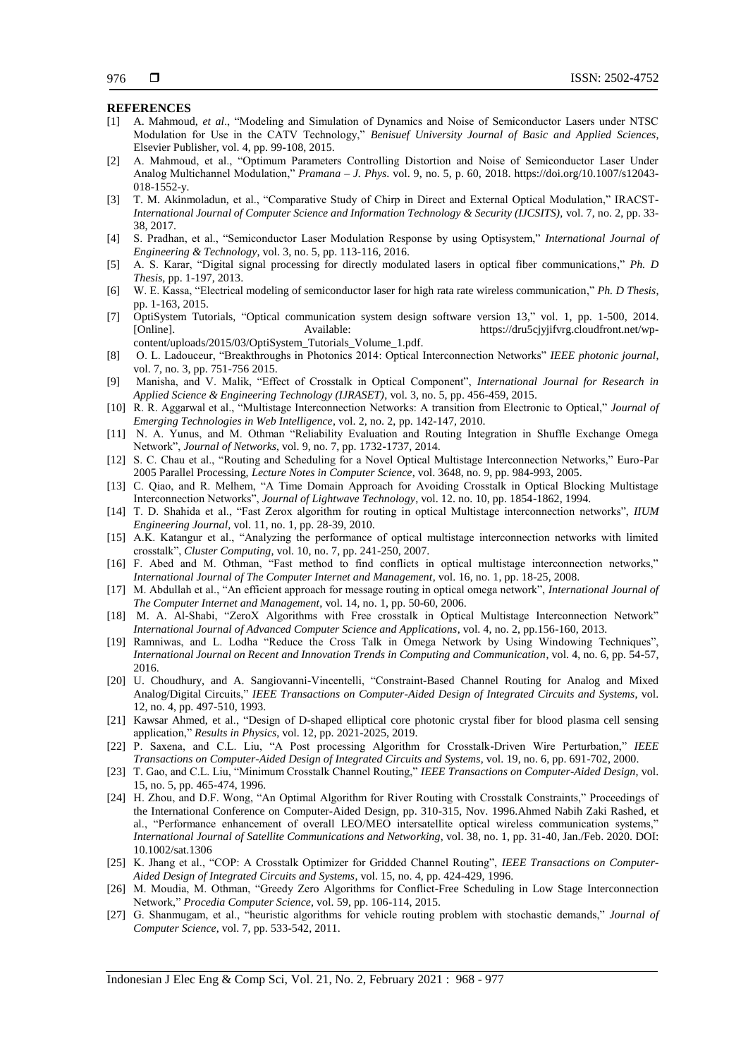## REFERENCES

[1] A. Mahmoud, *et al*., "Modeling and Simulation of Dynamics and Noise of Semiconductor Lasers under NTSC Modulation for Use in the CATV Technology," *Benisuef University Journal of Basic and Applied Sciences*, Elsevier Publisher, vol. 4, pp. 99-108, 2015.

[2] A. Mahmoud, et al., "Optimum Parameters Controlling Distortion and Noise of Semiconductor Laser Under Analog Multichannel Modulation," *Pramana – J. Phys*. vol. 9, no. 5, p. 60, 2018. https://doi.org/10.1007/s12043-018-1552-y.

[3] T. M. Akinmoladun, et al., "Comparative Study of Chirp in Direct and External Optical Modulation," IRACST-*International Journal of Computer Science and Information Technology & Security (IJCSITS)*, vol. 7, no. 2, pp. 33-38, 2017.

[4] S. Pradhan, et al., "Semiconductor Laser Modulation Response by using Optisystem," *International Journal of Engineering & Technology*, vol. 3, no. 5, pp. 113-116, 2016.

[5] A. S. Karar, "Digital signal processing for directly modulated lasers in optical fiber communications," *Ph. D Thesis*, pp. 1-197, 2013.

[6] W. E. Kassa, "Electrical modeling of semiconductor laser for high rata rate wireless communication," *Ph. D Thesis*, pp. 1-163, 2015.

[7] OptiSystem Tutorials, "Optical communication system design software version 13," vol. 1, pp. 1-500, 2014. [Online]. Available: https://dru5cjyjifvrg.cloudfront.net/wp-content/uploads/2015/03/OptiSystem_Tutorials_Volume_1.pdf.

[8] O. L. Ladouceur, "Breakthroughs in Photonics 2014: Optical Interconnection Networks" *IEEE photonic journal*, vol. 7, no. 3, pp. 751-756 2015.

[9] Manisha, and V. Malik, "Effect of Crosstalk in Optical Component", *International Journal for Research in Applied Science & Engineering Technology (IJRASET)*, vol. 3, no. 5, pp. 456-459, 2015.

[10] R. R. Aggarwal et al., "Multistage Interconnection Networks: A transition from Electronic to Optical," *Journal of Emerging Technologies in Web Intelligence*, vol. 2, no. 2, pp. 142-147, 2010.

[11] N. A. Yunus, and M. Othman "Reliability Evaluation and Routing Integration in Shuffle Exchange Omega Network", *Journal of Networks*, vol. 9, no. 7, pp. 1732-1737, 2014.

[12] S. C. Chau et al., "Routing and Scheduling for a Novel Optical Multistage Interconnection Networks," Euro-Par 2005 Parallel Processing, *Lecture Notes in Computer Science*, vol. 3648, no. 9, pp. 984-993, 2005.

[13] C. Qiao, and R. Melhem, "A Time Domain Approach for Avoiding Crosstalk in Optical Blocking Multistage Interconnection Networks", *Journal of Lightwave Technology*, vol. 12. no. 10, pp. 1854-1862, 1994.

[14] T. D. Shahida et al., "Fast Zerox algorithm for routing in optical Multistage interconnection networks", *IIUM Engineering Journal*, vol. 11, no. 1, pp. 28-39, 2010.

[15] A.K. Katangur et al., "Analyzing the performance of optical multistage interconnection networks with limited crosstalk", *Cluster Computing*, vol. 10, no. 7, pp. 241-250, 2007.

[16] F. Abed and M. Othman, "Fast method to find conflicts in optical multistage interconnection networks," *International Journal of The Computer Internet and Management*, vol. 16, no. 1, pp. 18-25, 2008.

[17] M. Abdullah et al., "An efficient approach for message routing in optical omega network", *International Journal of The Computer Internet and Management*, vol. 14, no. 1, pp. 50-60, 2006.

[18] M. A. Al-Shabi, "ZeroX Algorithms with Free crosstalk in Optical Multistage Interconnection Network" *International Journal of Advanced Computer Science and Applications*, vol. 4, no. 2, pp.156-160, 2013.

[19] Ramniwas, and L. Lodha "Reduce the Cross Talk in Omega Network by Using Windowing Techniques", *International Journal on Recent and Innovation Trends in Computing and Communication*, vol. 4, no. 6, pp. 54-57, 2016.

[20] U. Choudhury, and A. Sangiovanni-Vincentelli, "Constraint-Based Channel Routing for Analog and Mixed Analog/Digital Circuits," *IEEE Transactions on Computer-Aided Design of Integrated Circuits and Systems*, vol. 12, no. 4, pp. 497-510, 1993.

[21] Kawsar Ahmed, et al., "Design of D-shaped elliptical core photonic crystal fiber for blood plasma cell sensing application," *Results in Physics*, vol. 12, pp. 2021-2025, 2019.

[22] P. Saxena, and C.L. Liu, "A Post processing Algorithm for Crosstalk-Driven Wire Perturbation," *IEEE Transactions on Computer-Aided Design of Integrated Circuits and Systems*, vol. 19, no. 6, pp. 691-702, 2000.

[23] T. Gao, and C.L. Liu, "Minimum Crosstalk Channel Routing," *IEEE Transactions on Computer-Aided Design*, vol. 15, no. 5, pp. 465-474, 1996.

[24] H. Zhou, and D.F. Wong, "An Optimal Algorithm for River Routing with Crosstalk Constraints," Proceedings of the International Conference on Computer-Aided Design, pp. 310-315, Nov. 1996.Ahmed Nabih Zaki Rashed, et al., "Performance enhancement of overall LEO/MEO intersatellite optical wireless communication systems," *International Journal of Satellite Communications and Networking*, vol. 38, no. 1, pp. 31-40, Jan./Feb. 2020. DOI: 10.1002/sat.1306

[25] K. Jhang et al., "COP: A Crosstalk Optimizer for Gridded Channel Routing", *IEEE Transactions on Computer-Aided Design of Integrated Circuits and Systems*, vol. 15, no. 4, pp. 424-429, 1996.

[26] M. Moudia, M. Othman, "Greedy Zero Algorithms for Conflict-Free Scheduling in Low Stage Interconnection Network," *Procedia Computer Science*, vol. 59, pp. 106-114, 2015.

[27] G. Shanmugam, et al., "heuristic algorithms for vehicle routing problem with stochastic demands," *Journal of Computer Science*, vol. 7, pp. 533-542, 2011.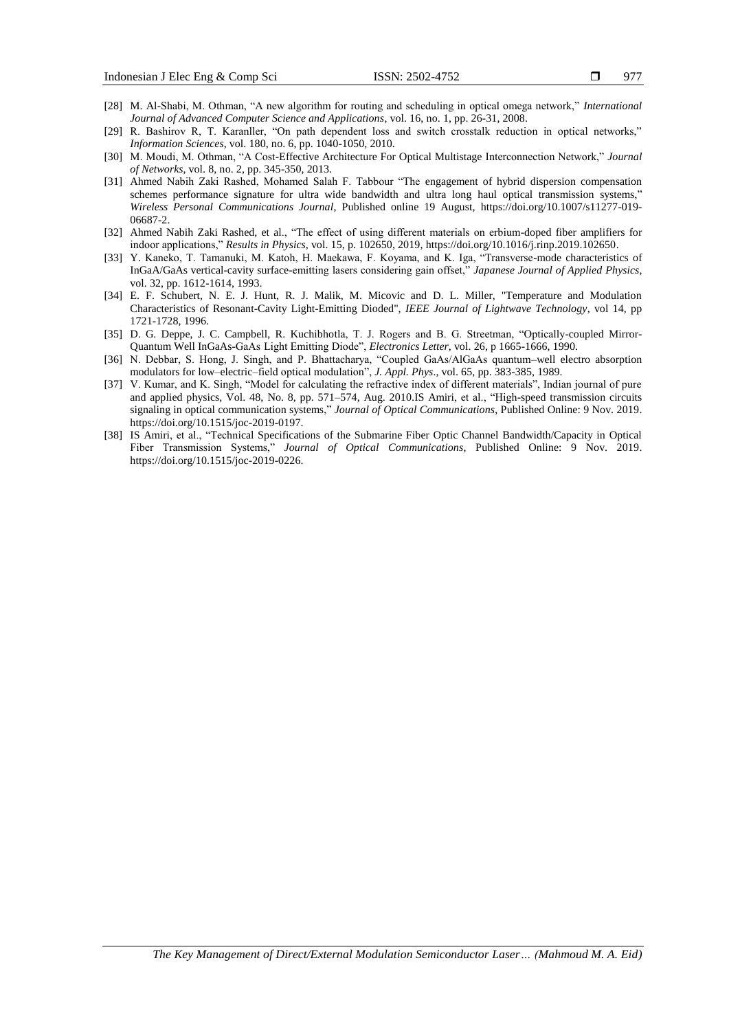[28] M. Al-Shabi, M. Othman, “A new algorithm for routing and scheduling in optical omega network,” *International Journal of Advanced Computer Science and Applications*, vol. 16, no. 1, pp. 26-31, 2008.

[29] R. Bashirov R, T. Karanller, “On path dependent loss and switch crosstalk reduction in optical networks,” *Information Sciences*, vol. 180, no. 6, pp. 1040-1050, 2010.

[30] M. Moudi, M. Othman, “A Cost-Effective Architecture For Optical Multistage Interconnection Network,” *Journal of Networks*, vol. 8, no. 2, pp. 345-350, 2013.

[31] Ahmed Nabih Zaki Rashed, Mohamed Salah F. Tabbour “The engagement of hybrid dispersion compensation schemes performance signature for ultra wide bandwidth and ultra long haul optical transmission systems,” *Wireless Personal Communications Journal*, Published online 19 August, https://doi.org/10.1007/s11277-019-06687-2.

[32] Ahmed Nabih Zaki Rashed, et al., “The effect of using different materials on erbium-doped fiber amplifiers for indoor applications,” *Results in Physics*, vol. 15, p. 102650, 2019, https://doi.org/10.1016/j.rinp.2019.102650.

[33] Y. Kaneko, T. Tamanuki, M. Katoh, H. Maekawa, F. Koyama, and K. Iga, “Transverse-mode characteristics of InGaA/GaAs vertical-cavity surface-emitting lasers considering gain offset,” *Japanese Journal of Applied Physics*, vol. 32, pp. 1612-1614, 1993.

[34] E. F. Schubert, N. E. J. Hunt, R. J. Malik, M. Micovic and D. L. Miller, "Temperature and Modulation Characteristics of Resonant-Cavity Light-Emitting Dioded", *IEEE Journal of Lightwave Technology*, vol 14, pp 1721-1728, 1996.

[35] D. G. Deppe, J. C. Campbell, R. Kuchibhotla, T. J. Rogers and B. G. Streetman, “Optically-coupled Mirror-Quantum Well InGaAs-GaAs Light Emitting Diode”, *Electronics Letter*, vol. 26, p 1665-1666, 1990.

[36] N. Debbar, S. Hong, J. Singh, and P. Bhattacharya, “Coupled GaAs/AlGaAs quantum–well electro absorption modulators for low–electric–field optical modulation”, *J. Appl. Phys*., vol. 65, pp. 383-385, 1989.

[37] V. Kumar, and K. Singh, “Model for calculating the refractive index of different materials”, Indian journal of pure and applied physics, Vol. 48, No. 8, pp. 571–574, Aug. 2010.IS Amiri, et al., “High-speed transmission circuits signaling in optical communication systems,” *Journal of Optical Communications*, Published Online: 9 Nov. 2019. https://doi.org/10.1515/joc-2019-0197.

[38] IS Amiri, et al., “Technical Specifications of the Submarine Fiber Optic Channel Bandwidth/Capacity in Optical Fiber Transmission Systems,” *Journal of Optical Communications*, Published Online: 9 Nov. 2019. https://doi.org/10.1515/joc-2019-0226.